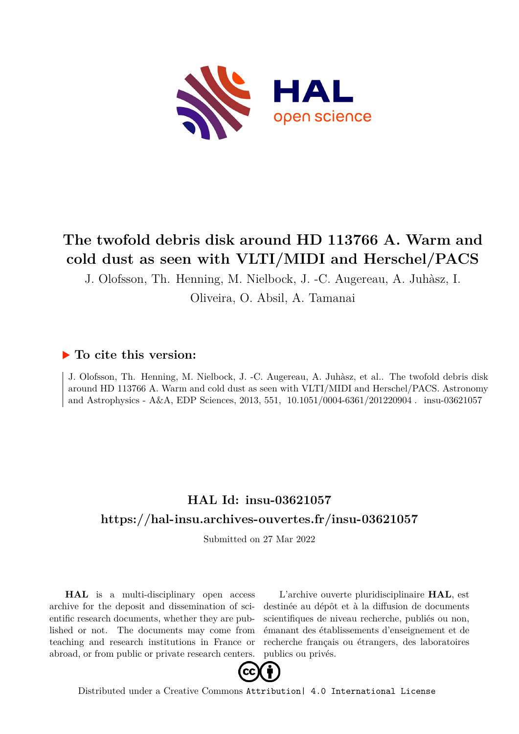# The twofold debris disk around HD 113766 A. Warm and cold dust as seen with VLTI/MIDI and Herschel/PACS

J. Olofsson, Th. Henning, M. Nielbock, J. -C. Augereau, A. Juhàsz, I. Oliveira, O. Absil, A. Tamanai

## ▶ To cite this version:

J. Olofsson, Th. Henning, M. Nielbock, J. -C. Augereau, A. Juhàsz, et al.. The twofold debris disk around HD 113766 A. Warm and cold dust as seen with VLTI/MIDI and Herschel/PACS. Astronomy and Astrophysics - A&A, EDP Sciences, 2013, 551, 10.1051/0004-6361/201220904 . insu-03621057

## HAL Id: insu-03621057

## https://hal-insu.archives-ouvertes.fr/insu-03621057

Submitted on 27 Mar 2022

**HAL** is a multi-disciplinary open access archive for the deposit and dissemination of scientific research documents, whether they are published or not. The documents may come from teaching and research institutions in France or abroad, or from public or private research centers.

L'archive ouverte pluridisciplinaire **HAL**, est destinée au dépôt et à la diffusion de documents scientifiques de niveau recherche, publiés ou non, émanant des établissements d'enseignement et de recherche français ou étrangers, des laboratoires publics ou privés.

Distributed under a Creative Commons Attribution| 4.0 International License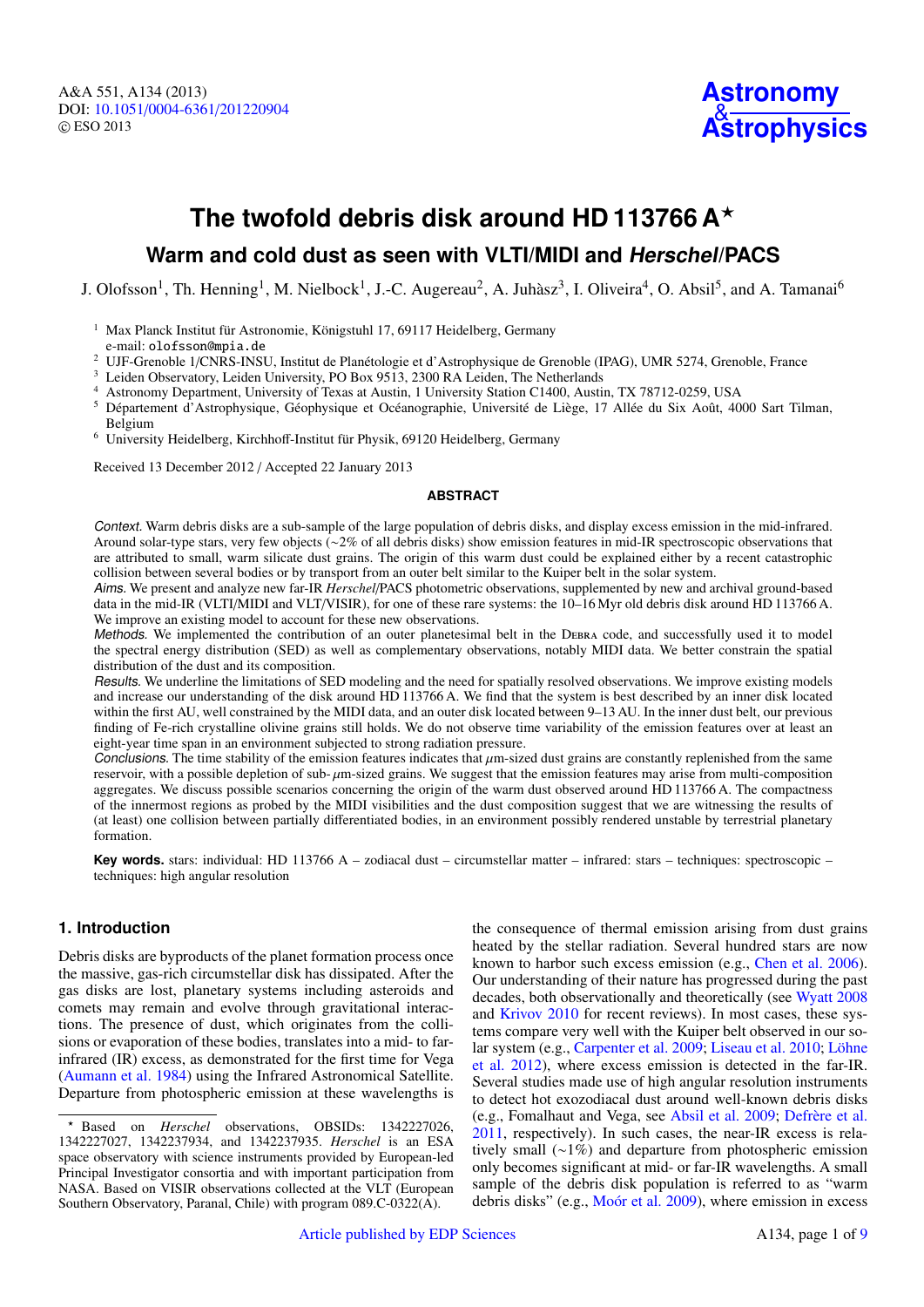# The twofold debris disk around HD 113766 A*

## Warm and cold dust as seen with VLTI/MIDI and *Herschel*/PACS

J. Olofsson[1], Th. Henning[1], M. Nielbock[1], J.-C. Augereau[2], A. Juhàsz[3], I. Oliveira[4], O. Absil[5], and A. Tamanai[6]

[1] Max Planck Institut für Astronomie, Königstuhl 17, 69117 Heidelberg, Germany
e-mail: olofsson@mpia.de

[2] UJF-Grenoble 1/CNRS-INSU, Institut de Planétologie et d'Astrophysique de Grenoble (IPAG), UMR 5274, Grenoble, France

[3] Leiden Observatory, Leiden University, PO Box 9513, 2300 RA Leiden, The Netherlands

[4] Astronomy Department, University of Texas at Austin, 1 University Station C1400, Austin, TX 78712-0259, USA

[5] Département d'Astrophysique, Géophysique et Océanographie, Université de Liège, 17 Allée du Six Août, 4000 Sart Tilman, Belgium

[6] University Heidelberg, Kirchhoff-Institut für Physik, 69120 Heidelberg, Germany

Received 13 December 2012 / Accepted 22 January 2013

### ABSTRACT

*Context.* Warm debris disks are a sub-sample of the large population of debris disks, and display excess emission in the mid-infrared. Around solar-type stars, very few objects (~2% of all debris disks) show emission features in mid-IR spectroscopic observations that are attributed to small, warm silicate dust grains. The origin of this warm dust could be explained either by a recent catastrophic collision between several bodies or by transport from an outer belt similar to the Kuiper belt in the solar system.

*Aims.* We present and analyze new far-IR *Herschel*/PACS photometric observations, supplemented by new and archival ground-based data in the mid-IR (VLTI/MIDI and VLT/VISIR), for one of these rare systems: the 10–16 Myr old debris disk around HD 113766 A. We improve an existing model to account for these new observations.

*Methods.* We implemented the contribution of an outer planetesimal belt in the DEBRA code, and successfully used it to model the spectral energy distribution (SED) as well as complementary observations, notably MIDI data. We better constrain the spatial distribution of the dust and its composition.

*Results.* We underline the limitations of SED modeling and the need for spatially resolved observations. We improve existing models and increase our understanding of the disk around HD 113766 A. We find that the system is best described by an inner disk located within the first AU, well constrained by the MIDI data, and an outer disk located between 9–13 AU. In the inner dust belt, our previous finding of Fe-rich crystalline olivine grains still holds. We do not observe time variability of the emission features over at least an eight-year time span in an environment subjected to strong radiation pressure.

*Conclusions.* The time stability of the emission features indicates that μm-sized dust grains are constantly replenished from the same reservoir, with a possible depletion of sub-μm-sized grains. We suggest that the emission features may arise from multi-composition aggregates. We discuss possible scenarios concerning the origin of the warm dust observed around HD 113766 A. The compactness of the innermost regions as probed by the MIDI visibilities and the dust composition suggest that we are witnessing the results of (at least) one collision between partially differentiated bodies, in an environment possibly rendered unstable by terrestrial planetary formation.

**Key words.** stars: individual: HD 113766 A – zodiacal dust – circumstellar matter – infrared: stars – techniques: spectroscopic – techniques: high angular resolution

## 1. Introduction

Debris disks are byproducts of the planet formation process once the massive, gas-rich circumstellar disk has dissipated. After the gas disks are lost, planetary systems including asteroids and comets may remain and evolve through gravitational interactions. The presence of dust, which originates from the collisions or evaporation of these bodies, translates into a mid- to far-infrared (IR) excess, as demonstrated for the first time for Vega (Aumann et al. 1984) using the Infrared Astronomical Satellite. Departure from photospheric emission at these wavelengths is the consequence of thermal emission arising from dust grains heated by the stellar radiation. Several hundred stars are now known to harbor such excess emission (e.g., Chen et al. 2006). Our understanding of their nature has progressed during the past decades, both observationally and theoretically (see Wyatt 2008 and Krivov 2010 for recent reviews). In most cases, these systems compare very well with the Kuiper belt observed in our solar system (e.g., Carpenter et al. 2009; Liseau et al. 2010; Löhne et al. 2012), where excess emission is detected in the far-IR. Several studies made use of high angular resolution instruments to detect hot exozodiacal dust around well-known debris disks (e.g., Fomalhaut and Vega, see Absil et al. 2009; Defrère et al. 2011, respectively). In such cases, the near-IR excess is relatively small (~1%) and departure from photospheric emission only becomes significant at mid- or far-IR wavelengths. A small sample of the debris disk population is referred to as "warm debris disks" (e.g., Moór et al. 2009), where emission in excess

* Based on *Herschel* observations, OBSIDs: 1342227026, 1342227027, 1342237934, and 1342237935. *Herschel* is an ESA space observatory with science instruments provided by European-led Principal Investigator consortia and with important participation from NASA. Based on VISIR observations collected at the VLT (European Southern Observatory, Paranal, Chile) with program 089.C-0322(A).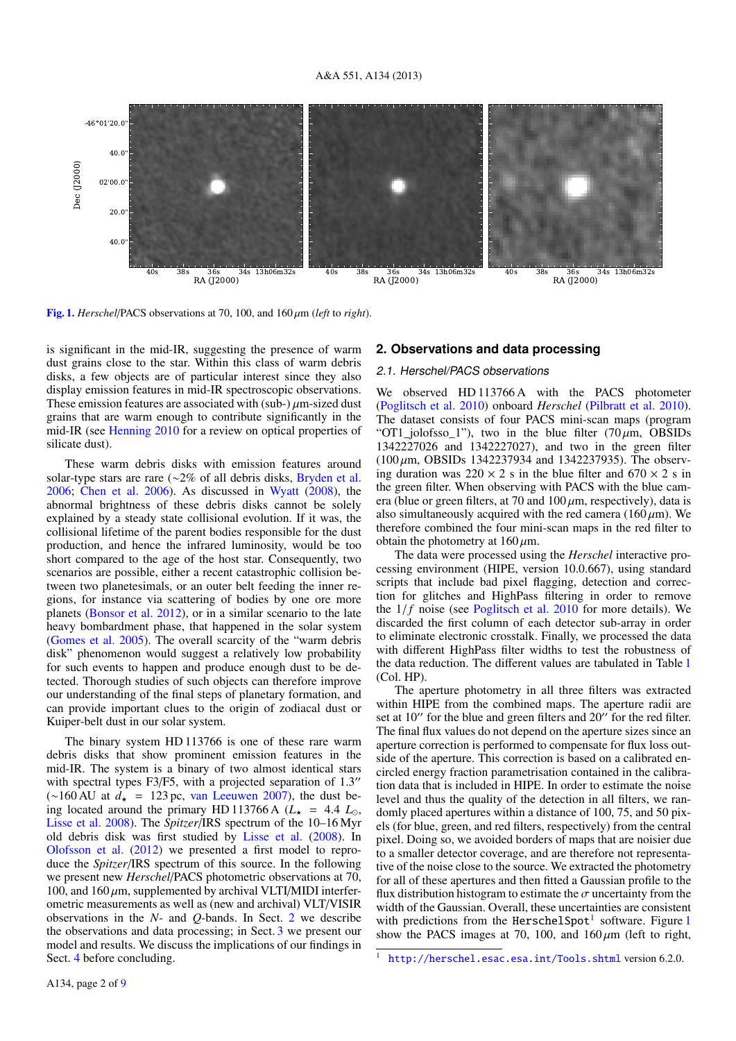**Fig. 1.** *Herschel*/PACS observations at 70, 100, and 160 $\mu$m (*left* to *right*).

is significant in the mid-IR, suggesting the presence of warm dust grains close to the star. Within this class of warm debris disks, a few objects are of particular interest since they also display emission features in mid-IR spectroscopic observations. These emission features are associated with (sub-) $\mu$m-sized dust grains that are warm enough to contribute significantly in the mid-IR (see Henning 2010 for a review on optical properties of silicate dust).

These warm debris disks with emission features around solar-type stars are rare (~2% of all debris disks, Bryden et al. 2006; Chen et al. 2006). As discussed in Wyatt (2008), the abnormal brightness of these debris disks cannot be solely explained by a steady state collisional evolution. If it was, the collisional lifetime of the parent bodies responsible for the dust production, and hence the infrared luminosity, would be too short compared to the age of the host star. Consequently, two scenarios are possible, either a recent catastrophic collision between two planetesimals, or an outer belt feeding the inner regions, for instance via scattering of bodies by one ore more planets (Bonsor et al. 2012), or in a similar scenario to the late heavy bombardment phase, that happened in the solar system (Gomes et al. 2005). The overall scarcity of the "warm debris disk" phenomenon would suggest a relatively low probability for such events to happen and produce enough dust to be detected. Thorough studies of such objects can therefore improve our understanding of the final steps of planetary formation, and can provide important clues to the origin of zodiacal dust or Kuiper-belt dust in our solar system.

The binary system HD 113766 is one of these rare warm debris disks that show prominent emission features in the mid-IR. The system is a binary of two almost identical stars with spectral types F3/F5, with a projected separation of 1.3″ (~160 AU at $d_\star$ = 123 pc, van Leeuwen 2007), the dust being located around the primary HD 113766 A ($L_\star$ = 4.4 $L_\odot$, Lisse et al. 2008). The *Spitzer*/IRS spectrum of the 10–16 Myr old debris disk was first studied by Lisse et al. (2008). In Olofsson et al. (2012) we presented a first model to reproduce the *Spitzer*/IRS spectrum of this source. In the following we present new *Herschel*/PACS photometric observations at 70, 100, and 160 $\mu$m, supplemented by archival VLTI/MIDI interferometric measurements as well as (new and archival) VLT/VISIR observations in the *N*- and *Q*-bands. In Sect. 2 we describe the observations and data processing; in Sect. 3 we present our model and results. We discuss the implications of our findings in Sect. 4 before concluding.

## 2. Observations and data processing

### 2.1. Herschel/PACS observations

We observed HD 113766 A with the PACS photometer (Poglitsch et al. 2010) onboard *Herschel* (Pilbratt et al. 2010). The dataset consists of four PACS mini-scan maps (program "OT1_jolofsso_1"), two in the blue filter (70 $\mu$m, OBSIDs 1342227026 and 1342227027), and two in the green filter (100 $\mu$m, OBSIDs 1342237934 and 1342237935). The observing duration was 220 × 2 s in the blue filter and 670 × 2 s in the green filter. When observing with PACS with the blue camera (blue or green filters, at 70 and 100 $\mu$m, respectively), data is also simultaneously acquired with the red camera (160 $\mu$m). We therefore combined the four mini-scan maps in the red filter to obtain the photometry at 160 $\mu$m.

The data were processed using the *Herschel* interactive processing environment (HIPE, version 10.0.667), using standard scripts that include bad pixel flagging, detection and correction for glitches and HighPass filtering in order to remove the $1/f$ noise (see Poglitsch et al. 2010 for more details). We discarded the first column of each detector sub-array in order to eliminate electronic crosstalk. Finally, we processed the data with different HighPass filter widths to test the robustness of the data reduction. The different values are tabulated in Table 1 (Col. HP).

The aperture photometry in all three filters was extracted within HIPE from the combined maps. The aperture radii are set at 10″ for the blue and green filters and 20″ for the red filter. The final flux values do not depend on the aperture sizes since an aperture correction is performed to compensate for flux loss outside of the aperture. This correction is based on a calibrated encircled energy fraction parametrisation contained in the calibration data that is included in HIPE. In order to estimate the noise level and thus the quality of the detection in all filters, we randomly placed apertures within a distance of 100, 75, and 50 pixels (for blue, green, and red filters, respectively) from the central pixel. Doing so, we avoided borders of maps that are noisier due to a smaller detector coverage, and are therefore not representative of the noise close to the source. We extracted the photometry for all of these apertures and then fitted a Gaussian profile to the flux distribution histogram to estimate the $\sigma$ uncertainty from the width of the Gaussian. Overall, these uncertainties are consistent with predictions from the `HerschelSpot`[1] software. Figure 1 show the PACS images at 70, 100, and 160 $\mu$m (left to right,

[1] http://herschel.esac.esa.int/Tools.shtml version 6.2.0.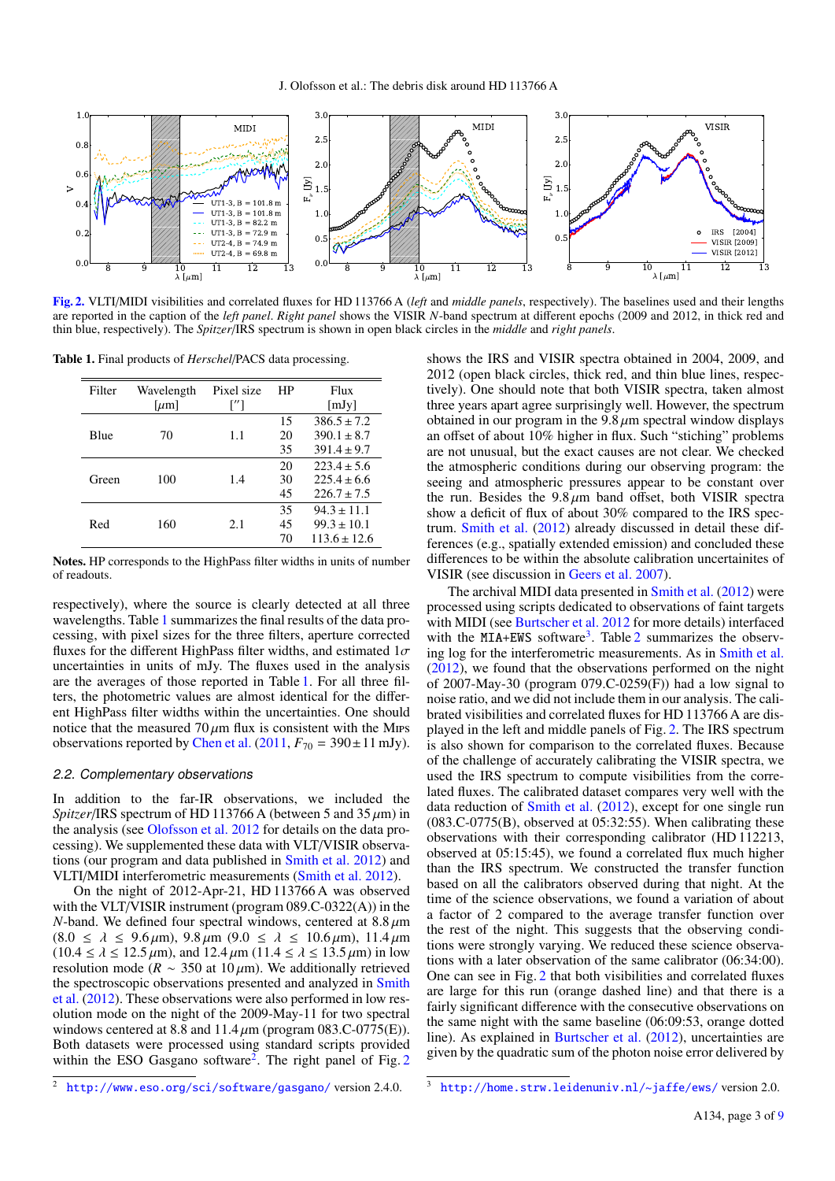**Fig. 2.** VLTI/MIDI visibilities and correlated fluxes for HD 113766 A (*left* and *middle panels*, respectively). The baselines used and their lengths are reported in the caption of the *left panel*. *Right panel* shows the VISIR *N*-band spectrum at different epochs (2009 and 2012, in thick red and thin blue, respectively). The *Spitzer*/IRS spectrum is shown in open black circles in the *middle* and *right panels*.

**Table 1.** Final products of *Herschel*/PACS data processing.

| Filter | Wavelength [$\mu$m] | Pixel size [″] | HP | Flux [mJy] |
|---|---|---|---|---|
| | | | 15 | $386.5 \pm 7.2$ |
| Blue | 70 | 1.1 | 20 | $390.1 \pm 8.7$ |
| | | | 35 | $391.4 \pm 9.7$ |
| | | | 20 | $223.4 \pm 5.6$ |
| Green | 100 | 1.4 | 30 | $225.4 \pm 6.6$ |
| | | | 45 | $226.7 \pm 7.5$ |
| | | | 35 | $94.3 \pm 11.1$ |
| Red | 160 | 2.1 | 45 | $99.3 \pm 10.1$ |
| | | | 70 | $113.6 \pm 12.6$ |

**Notes.** HP corresponds to the HighPass filter widths in units of number of readouts.

respectively), where the source is clearly detected at all three wavelengths. Table 1 summarizes the final results of the data processing, with pixel sizes for the three filters, aperture corrected fluxes for the different HighPass filter widths, and estimated $1\sigma$ uncertainties in units of mJy. The fluxes used in the analysis are the averages of those reported in Table 1. For all three filters, the photometric values are almost identical for the different HighPass filter widths within the uncertainties. One should notice that the measured 70 $\mu$m flux is consistent with the MIPS observations reported by Chen et al. (2011, $F_{70} = 390 \pm 11$ mJy).

### 2.2. Complementary observations

In addition to the far-IR observations, we included the *Spitzer*/IRS spectrum of HD 113766 A (between 5 and 35 $\mu$m) in the analysis (see Olofsson et al. 2012 for details on the data processing). We supplemented these data with VLT/VISIR observations (our program and data published in Smith et al. 2012) and VLTI/MIDI interferometric measurements (Smith et al. 2012).

On the night of 2012-Apr-21, HD 113766 A was observed with the VLT/VISIR instrument (program 089.C-0322(A)) in the *N*-band. We defined four spectral windows, centered at 8.8 $\mu$m ($8.0 \leq \lambda \leq 9.6\,\mu$m), 9.8 $\mu$m ($9.0 \leq \lambda \leq 10.6\,\mu$m), 11.4 $\mu$m ($10.4 \leq \lambda \leq 12.5\,\mu$m), and 12.4 $\mu$m ($11.4 \leq \lambda \leq 13.5\,\mu$m) in low resolution mode ($R \sim 350$ at 10 $\mu$m). We additionally retrieved the spectroscopic observations presented and analyzed in Smith et al. (2012). These observations were also performed in low resolution mode on the night of the 2009-May-11 for two spectral windows centered at 8.8 and 11.4 $\mu$m (program 083.C-0775(E)). Both datasets were processed using standard scripts provided within the ESO Gasgano software[2]. The right panel of Fig. 2 shows the IRS and VISIR spectra obtained in 2004, 2009, and 2012 (open black circles, thick red, and thin blue lines, respectively). One should note that both VISIR spectra, taken almost three years apart agree surprisingly well. However, the spectrum obtained in our program in the 9.8 $\mu$m spectral window displays an offset of about 10% higher in flux. Such "stiching" problems are not unusual, but the exact causes are not clear. We checked the atmospheric conditions during our observing program: the seeing and atmospheric pressures appear to be constant over the run. Besides the 9.8 $\mu$m band offset, both VISIR spectra show a deficit of flux of about 30% compared to the IRS spectrum. Smith et al. (2012) already discussed in detail these differences (e.g., spatially extended emission) and concluded these differences to be within the absolute calibration uncertainites of VISIR (see discussion in Geers et al. 2007).

The archival MIDI data presented in Smith et al. (2012) were processed using scripts dedicated to observations of faint targets with MIDI (see Burtscher et al. 2012 for more details) interfaced with the MIA+EWS software[3]. Table 2 summarizes the observing log for the interferometric measurements. As in Smith et al. (2012), we found that the observations performed on the night of 2007-May-30 (program 079.C-0259(F)) had a low signal to noise ratio, and we did not include them in our analysis. The calibrated visibilities and correlated fluxes for HD 113766 A are displayed in the left and middle panels of Fig. 2. The IRS spectrum is also shown for comparison to the correlated fluxes. Because of the challenge of accurately calibrating the VISIR spectra, we used the IRS spectrum to compute visibilities from the correlated fluxes. The calibrated dataset compares very well with the data reduction of Smith et al. (2012), except for one single run (083.C-0775(B), observed at 05:32:55). When calibrating these observations with their corresponding calibrator (HD 112213, observed at 05:15:45), we found a correlated flux much higher than the IRS spectrum. We constructed the transfer function based on all the calibrators observed during that night. At the time of the science observations, we found a variation of about a factor of 2 compared to the average transfer function over the rest of the night. This suggests that the observing conditions were strongly varying. We reduced these science observations with a later observation of the same calibrator (06:34:00). One can see in Fig. 2 that both visibilities and correlated fluxes are large for this run (orange dashed line) and that there is a fairly significant difference with the consecutive observations on the same night with the same baseline (06:09:53, orange dotted line). As explained in Burtscher et al. (2012), uncertainties are given by the quadratic sum of the photon noise error delivered by

[2] http://www.eso.org/sci/software/gasgano/ version 2.4.0.

[3] http://home.strw.leidenuniv.nl/~jaffe/ews/ version 2.0.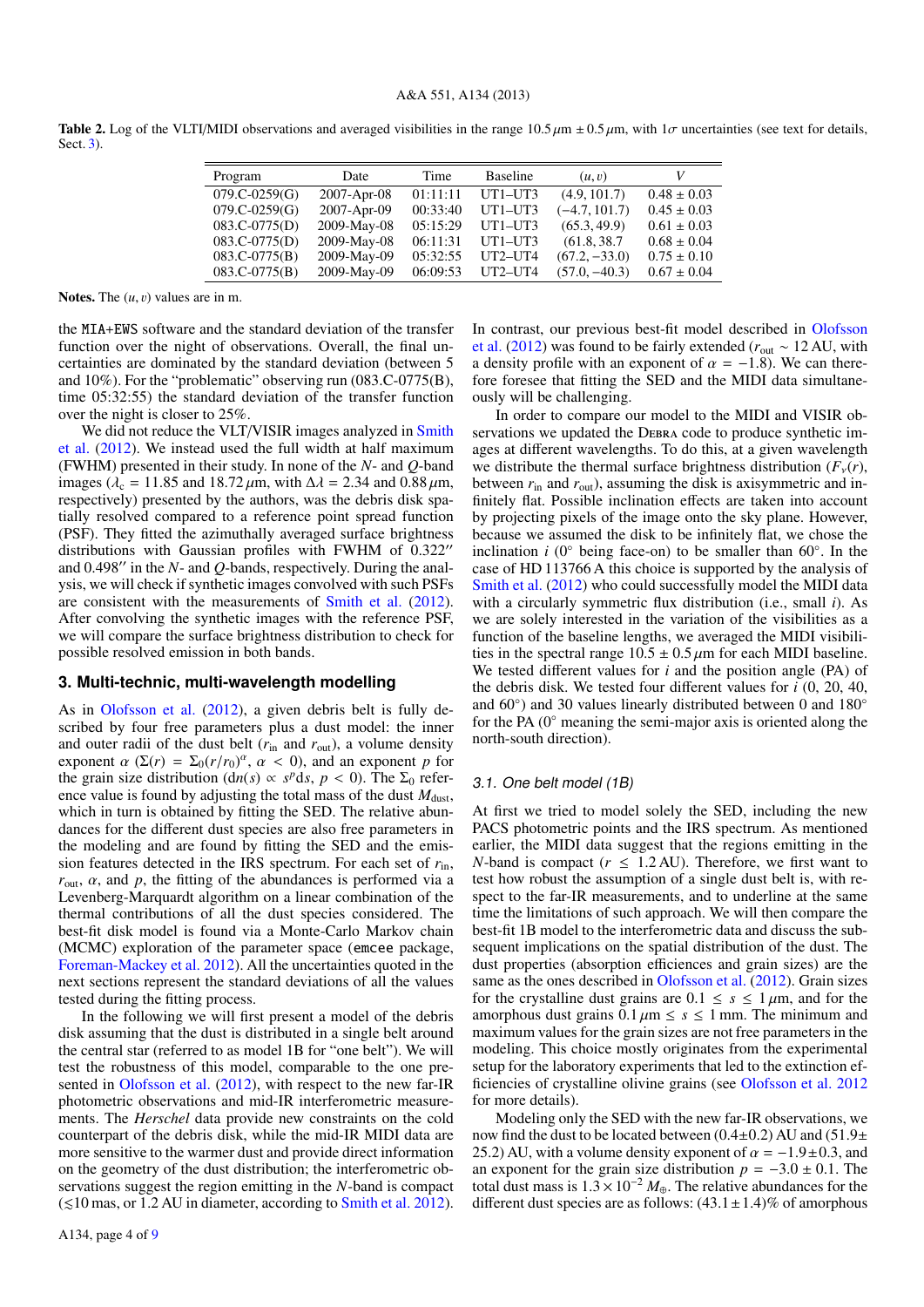**Table 2.** Log of the VLTI/MIDI observations and averaged visibilities in the range $10.5\,\mu$m $\pm\,0.5\,\mu$m, with $1\sigma$ uncertainties (see text for details, Sect. 3).

| Program | Date | Time | Baseline | $(u, v)$ | $V$ |
|---|---|---|---|---|---|
| 079.C-0259(G) | 2007-Apr-08 | 01:11:11 | UT1–UT3 | (4.9, 101.7) | $0.48 \pm 0.03$ |
| 079.C-0259(G) | 2007-Apr-09 | 00:33:40 | UT1–UT3 | (−4.7, 101.7) | $0.45 \pm 0.03$ |
| 083.C-0775(D) | 2009-May-08 | 05:15:29 | UT1–UT3 | (65.3, 49.9) | $0.61 \pm 0.03$ |
| 083.C-0775(D) | 2009-May-08 | 06:11:31 | UT1–UT3 | (61.8, 38.7) | $0.68 \pm 0.04$ |
| 083.C-0775(B) | 2009-May-09 | 05:32:55 | UT2–UT4 | (67.2, −33.0) | $0.75 \pm 0.10$ |
| 083.C-0775(B) | 2009-May-09 | 06:09:53 | UT2–UT4 | (57.0, −40.3) | $0.67 \pm 0.04$ |

**Notes.** The $(u, v)$ values are in m.

the MIA+EWS software and the standard deviation of the transfer function over the night of observations. Overall, the final uncertainties are dominated by the standard deviation (between 5 and 10%). For the "problematic" observing run (083.C-0775(B), time 05:32:55) the standard deviation of the transfer function over the night is closer to 25%.

We did not reduce the VLT/VISIR images analyzed in Smith et al. (2012). We instead used the full width at half maximum (FWHM) presented in their study. In none of the $N$- and $Q$-band images ($\lambda_c = 11.85$ and $18.72\,\mu$m, with $\Delta\lambda = 2.34$ and $0.88\,\mu$m, respectively) presented by the authors, was the debris disk spatially resolved compared to a reference point spread function (PSF). They fitted the azimuthally averaged surface brightness distributions with Gaussian profiles with FWHM of $0.322''$ and $0.498''$ in the $N$- and $Q$-bands, respectively. During the analysis, we will check if synthetic images convolved with such PSFs are consistent with the measurements of Smith et al. (2012). After convolving the synthetic images with the reference PSF, we will compare the surface brightness distribution to check for possible resolved emission in both bands.

## 3. Multi-technic, multi-wavelength modelling

As in Olofsson et al. (2012), a given debris belt is fully described by four free parameters plus a dust model: the inner and outer radii of the dust belt ($r_{\rm in}$ and $r_{\rm out}$), a volume density exponent $\alpha$ ($\Sigma(r) = \Sigma_0(r/r_0)^\alpha$, $\alpha < 0$), and an exponent $p$ for the grain size distribution ($dn(s) \propto s^p ds$, $p < 0$). The $\Sigma_0$ reference value is found by adjusting the total mass of the dust $M_{\rm dust}$, which in turn is obtained by fitting the SED. The relative abundances for the different dust species are also free parameters in the modeling and are found by fitting the SED and the emission features detected in the IRS spectrum. For each set of $r_{\rm in}$, $r_{\rm out}$, $\alpha$, and $p$, the fitting of the abundances is performed via a Levenberg-Marquardt algorithm on a linear combination of the thermal contributions of all the dust species considered. The best-fit disk model is found via a Monte-Carlo Markov chain (MCMC) exploration of the parameter space (emcee package, Foreman-Mackey et al. 2012). All the uncertainties quoted in the next sections represent the standard deviations of all the values tested during the fitting process.

In the following we will first present a model of the debris disk assuming that the dust is distributed in a single belt around the central star (referred to as model 1B for "one belt"). We will test the robustness of this model, comparable to the one presented in Olofsson et al. (2012), with respect to the new far-IR photometric observations and mid-IR interferometric measurements. The *Herschel* data provide new constraints on the cold counterpart of the debris disk, while the mid-IR MIDI data are more sensitive to the warmer dust and provide direct information on the geometry of the dust distribution; the interferometric observations suggest the region emitting in the $N$-band is compact ($\lesssim$10 mas, or 1.2 AU in diameter, according to Smith et al. 2012). In contrast, our previous best-fit model described in Olofsson et al. (2012) was found to be fairly extended ($r_{\rm out} \sim 12$ AU, with a density profile with an exponent of $\alpha = -1.8$). We can therefore foresee that fitting the SED and the MIDI data simultaneously will be challenging.

In order to compare our model to the MIDI and VISIR observations we updated the Debra code to produce synthetic images at different wavelengths. To do this, at a given wavelength we distribute the thermal surface brightness distribution ($F_\nu(r)$), between $r_{\rm in}$ and $r_{\rm out}$, assuming the disk is axisymmetric and infinitely flat. Possible inclination effects are taken into account by projecting pixels of the image onto the sky plane. However, because we assumed the disk to be infinitely flat, we chose the inclination $i$ ($0°$ being face-on) to be smaller than $60°$. In the case of HD 113766 A this choice is supported by the analysis of Smith et al. (2012) who could successfully model the MIDI data with a circularly symmetric flux distribution (i.e., small $i$). As we are solely interested in the variation of the visibilities as a function of the baseline lengths, we averaged the MIDI visibilities in the spectral range $10.5 \pm 0.5\,\mu$m for each MIDI baseline. We tested different values for $i$ and the position angle (PA) of the debris disk. We tested four different values for $i$ (0, 20, 40, and $60°$) and 30 values linearly distributed between 0 and $180°$ for the PA ($0°$ meaning the semi-major axis is oriented along the north-south direction).

### 3.1. One belt model (1B)

At first we tried to model solely the SED, including the new PACS photometric points and the IRS spectrum. As mentioned earlier, the MIDI data suggest that the regions emitting in the $N$-band is compact ($r \leq 1.2$ AU). Therefore, we first want to test how robust the assumption of a single dust belt is, with respect to the far-IR measurements, and to underline at the same time the limitations of such approach. We will then compare the best-fit 1B model to the interferometric data and discuss the subsequent implications on the spatial distribution of the dust. The dust properties (absorption efficiencies and grain sizes) are the same as the ones described in Olofsson et al. (2012). Grain sizes for the crystalline dust grains are $0.1 \leq s \leq 1\,\mu$m, and for the amorphous dust grains $0.1\,\mu$m $\leq s \leq 1$ mm. The minimum and maximum values for the grain sizes are not free parameters in the modeling. This choice mostly originates from the experimental setup for the laboratory experiments that led to the extinction efficiencies of crystalline olivine grains (see Olofsson et al. 2012 for more details).

Modeling only the SED with the new far-IR observations, we now find the dust to be located between $(0.4\pm0.2)$ AU and $(51.9 \pm 25.2)$ AU, with a volume density exponent of $\alpha = -1.9\pm0.3$, and an exponent for the grain size distribution $p = -3.0 \pm 0.1$. The total dust mass is $1.3 \times 10^{-2}\,M_\oplus$. The relative abundances for the different dust species are as follows: $(43.1 \pm 1.4)$% of amorphous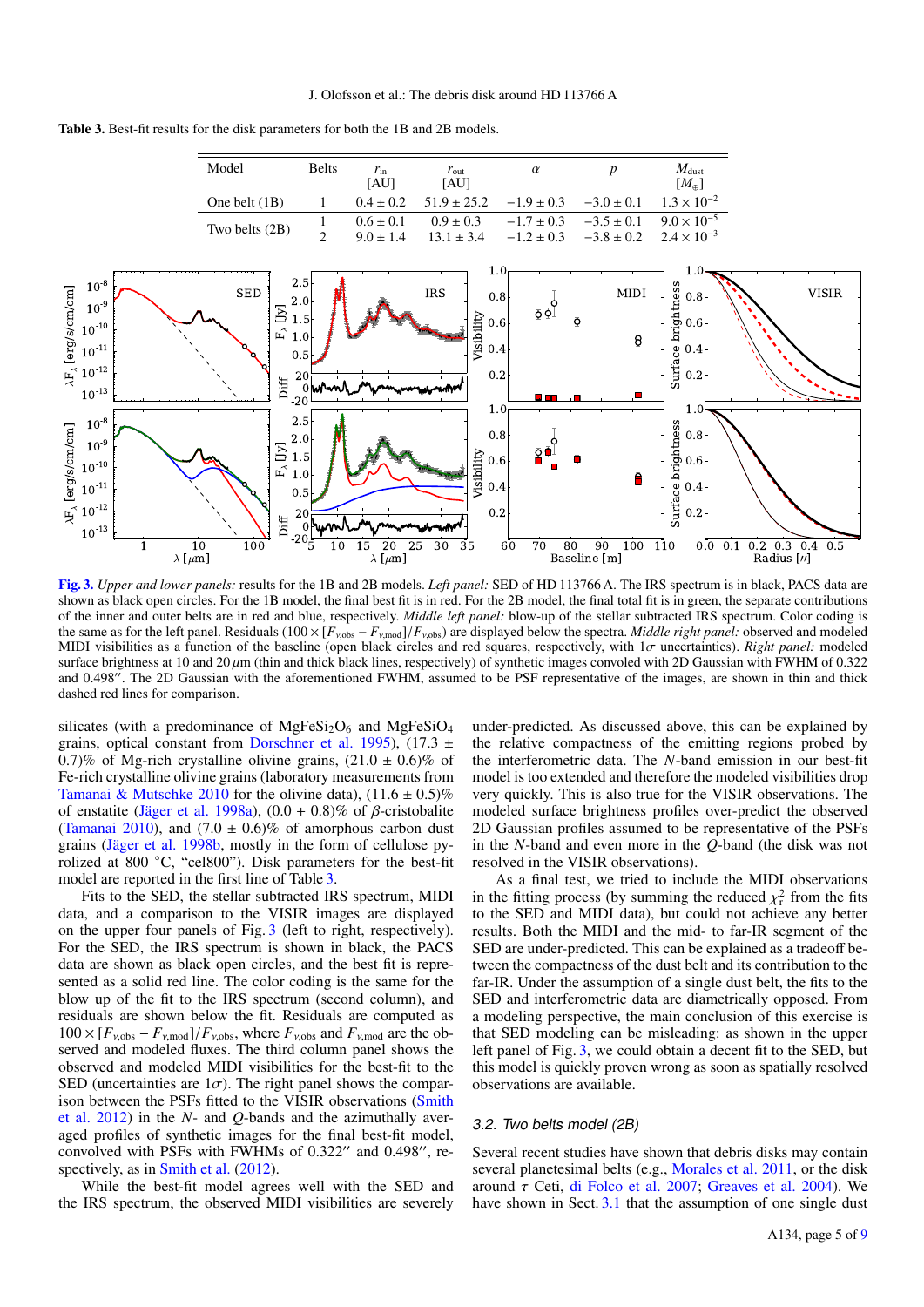**Table 3.** Best-fit results for the disk parameters for both the 1B and 2B models.

| Model | Belts | $r_{in}$ [AU] | $r_{out}$ [AU] | $\alpha$ | $p$ | $M_{dust}$ [$M_{\oplus}$] |
|---|---|---|---|---|---|---|
| One belt (1B) | 1 | $0.4 \pm 0.2$ | $51.9 \pm 25.2$ | $-1.9 \pm 0.3$ | $-3.0 \pm 0.1$ | $1.3 \times 10^{-2}$ |
| Two belts (2B) | 1 | $0.6 \pm 0.1$ | $0.9 \pm 0.3$ | $-1.7 \pm 0.3$ | $-3.5 \pm 0.1$ | $9.0 \times 10^{-5}$ |
| | 2 | $9.0 \pm 1.4$ | $13.1 \pm 3.4$ | $-1.2 \pm 0.3$ | $-3.8 \pm 0.2$ | $2.4 \times 10^{-3}$ |

**Fig. 3.** *Upper and lower panels:* results for the 1B and 2B models. *Left panel:* SED of HD 113766 A. The IRS spectrum is in black, PACS data are shown as black open circles. For the 1B model, the final best fit is in red. For the 2B model, the final total fit is in green, the separate contributions of the inner and outer belts are in red and blue, respectively. *Middle left panel:* blow-up of the stellar subtracted IRS spectrum. Color coding is the same as for the left panel. Residuals ($100 \times [F_{\nu,\mathrm{obs}} - F_{\nu,\mathrm{mod}}]/F_{\nu,\mathrm{obs}}$) are displayed below the spectra. *Middle right panel:* observed and modeled MIDI visibilities as a function of the baseline (open black circles and red squares, respectively, with $1\sigma$ uncertainties). *Right panel:* modeled surface brightness at 10 and 20 $\mu$m (thin and thick black lines, respectively) of synthetic images convolved with 2D Gaussian with FWHM of 0.322 and 0.498″. The 2D Gaussian with the aforementioned FWHM, assumed to be PSF representative of the images, are shown in thin and thick dashed red lines for comparison.

silicates (with a predominance of $MgFeSi_2O_6$ and $MgFeSiO_4$ grains, optical constant from Dorschner et al. 1995), (17.3 ± 0.7)% of Mg-rich crystalline olivine grains, (21.0 ± 0.6)% of Fe-rich crystalline olivine grains (laboratory measurements from Tamanai & Mutschke 2010 for the olivine data), (11.6 ± 0.5)% of enstatite (Jäger et al. 1998a), (0.0 + 0.8)% of $\beta$-cristobalite (Tamanai 2010), and (7.0 ± 0.6)% of amorphous carbon dust grains (Jäger et al. 1998b, mostly in the form of cellulose pyrolized at 800 °C, "cel800"). Disk parameters for the best-fit model are reported in the first line of Table 3.

Fits to the SED, the stellar subtracted IRS spectrum, MIDI data, and a comparison to the VISIR images are displayed on the upper four panels of Fig. 3 (left to right, respectively). For the SED, the IRS spectrum is shown in black, the PACS data are shown as black open circles, and the best fit is represented as a solid red line. The color coding is the same for the blow up of the fit to the IRS spectrum (second column), and residuals are shown below the fit. Residuals are computed as $100 \times [F_{\nu,\mathrm{obs}} - F_{\nu,\mathrm{mod}}]/F_{\nu,\mathrm{obs}}$, where $F_{\nu,\mathrm{obs}}$ and $F_{\nu,\mathrm{mod}}$ are the observed and modeled fluxes. The third column panel shows the observed and modeled MIDI visibilities for the best-fit to the SED (uncertainties are $1\sigma$). The right panel shows the comparison between the PSFs fitted to the VISIR observations (Smith et al. 2012) in the $N$- and $Q$-bands and the azimuthally averaged profiles of synthetic images for the final best-fit model, convolved with PSFs with FWHMs of 0.322″ and 0.498″, respectively, as in Smith et al. (2012).

While the best-fit model agrees well with the SED and the IRS spectrum, the observed MIDI visibilities are severely under-predicted. As discussed above, this can be explained by the relative compactness of the emitting regions probed by the interferometric data. The $N$-band emission in our best-fit model is too extended and therefore the modeled visibilities drop very quickly. This is also true for the VISIR observations. The modeled surface brightness profiles over-predict the observed 2D Gaussian profiles assumed to be representative of the PSFs in the $N$-band and even more in the $Q$-band (the disk was not resolved in the VISIR observations).

As a final test, we tried to include the MIDI observations in the fitting process (by summing the reduced $\chi^2_r$ from the fits to the SED and MIDI data), but could not achieve any better results. Both the MIDI and the mid- to far-IR segment of the SED are under-predicted. This can be explained as a tradeoff between the compactness of the dust belt and its contribution to the far-IR. Under the assumption of a single dust belt, the fits to the SED and interferometric data are diametrically opposed. From a modeling perspective, the main conclusion of this exercise is that SED modeling can be misleading: as shown in the upper left panel of Fig. 3, we could obtain a decent fit to the SED, but this model is quickly proven wrong as soon as spatially resolved observations are available.

### 3.2. Two belts model (2B)

Several recent studies have shown that debris disks may contain several planetesimal belts (e.g., Morales et al. 2011, or the disk around $\tau$ Ceti, di Folco et al. 2007; Greaves et al. 2004). We have shown in Sect. 3.1 that the assumption of one single dust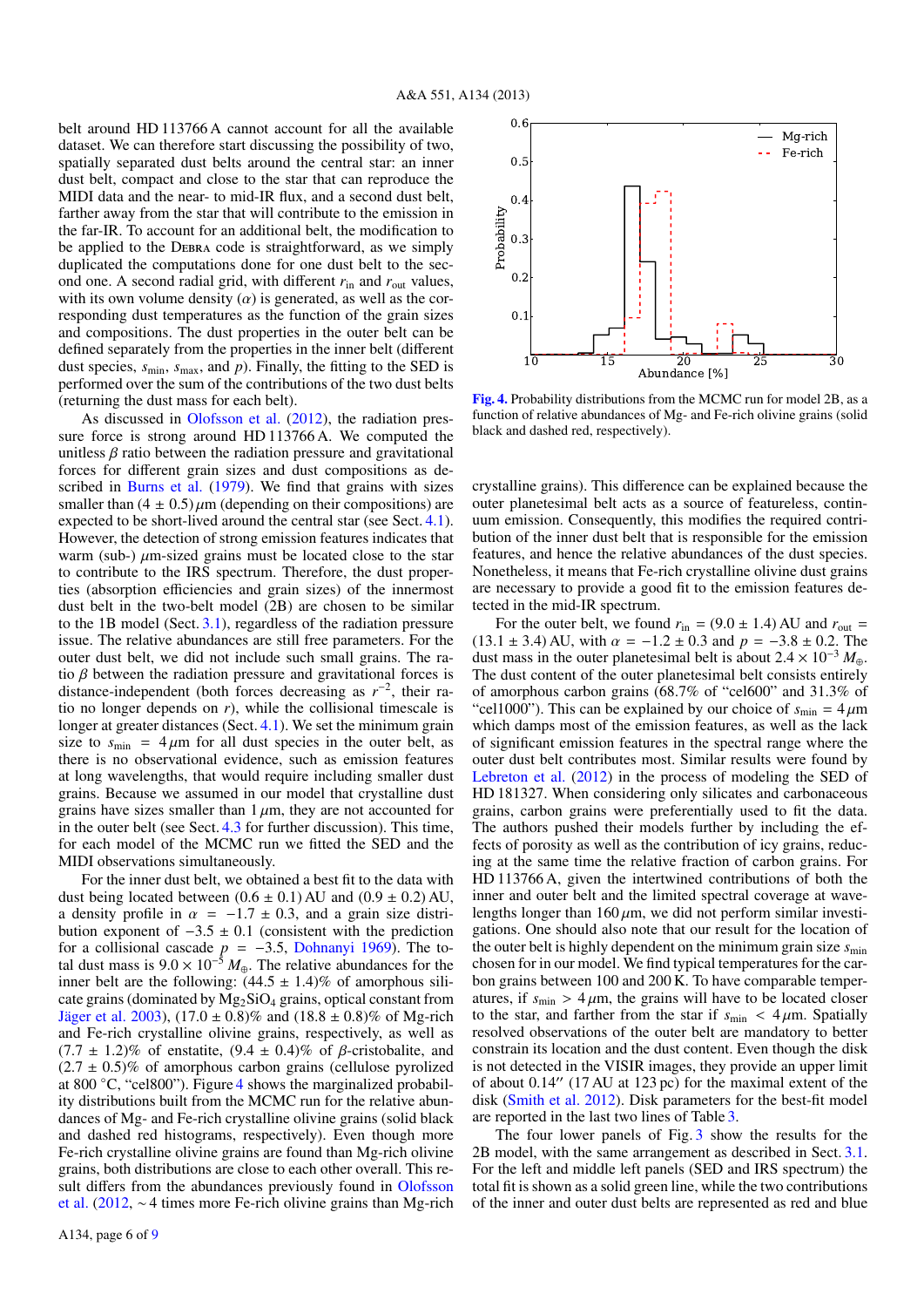belt around HD 113766 A cannot account for all the available dataset. We can therefore start discussing the possibility of two, spatially separated dust belts around the central star: an inner dust belt, compact and close to the star that can reproduce the MIDI data and the near- to mid-IR flux, and a second dust belt, farther away from the star that will contribute to the emission in the far-IR. To account for an additional belt, the modification to be applied to the Debra code is straightforward, as we simply duplicated the computations done for one dust belt to the second one. A second radial grid, with different $r_{in}$ and $r_{out}$ values, with its own volume density ($\alpha$) is generated, as well as the corresponding dust temperatures as the function of the grain sizes and compositions. The dust properties in the outer belt can be defined separately from the properties in the inner belt (different dust species, $s_{min}$, $s_{max}$, and $p$). Finally, the fitting to the SED is performed over the sum of the contributions of the two dust belts (returning the dust mass for each belt).

As discussed in Olofsson et al. (2012), the radiation pressure force is strong around HD 113766 A. We computed the unitless $\beta$ ratio between the radiation pressure and gravitational forces for different grain sizes and dust compositions as described in Burns et al. (1979). We find that grains with sizes smaller than $(4 \pm 0.5)\,\mu$m (depending on their compositions) are expected to be short-lived around the central star (see Sect. 4.1). However, the detection of strong emission features indicates that warm (sub-) $\mu$m-sized grains must be located close to the star to contribute to the IRS spectrum. Therefore, the dust properties (absorption efficiencies and grain sizes) of the innermost dust belt in the two-belt model (2B) are chosen to be similar to the 1B model (Sect. 3.1), regardless of the radiation pressure issue. The relative abundances are still free parameters. For the outer dust belt, we did not include such small grains. The ratio $\beta$ between the radiation pressure and gravitational forces is distance-independent (both forces decreasing as $r^{-2}$, their ratio no longer depends on $r$), while the collisional timescale is longer at greater distances (Sect. 4.1). We set the minimum grain size to $s_{min} = 4\,\mu$m for all dust species in the outer belt, as there is no observational evidence, such as emission features at long wavelengths, that would require including smaller dust grains. Because we assumed in our model that crystalline dust grains have sizes smaller than $1\,\mu$m, they are not accounted for in the outer belt (see Sect. 4.3 for further discussion). This time, for each model of the MCMC run we fitted the SED and the MIDI observations simultaneously.

For the inner dust belt, we obtained a best fit to the data with dust being located between $(0.6 \pm 0.1)$ AU and $(0.9 \pm 0.2)$ AU, a density profile in $\alpha = -1.7 \pm 0.3$, and a grain size distribution exponent of $-3.5 \pm 0.1$ (consistent with the prediction for a collisional cascade $p = -3.5$, Dohnanyi 1969). The total dust mass is $9.0 \times 10^{-5}\,M_{\oplus}$. The relative abundances for the inner belt are the following: $(44.5 \pm 1.4)$% of amorphous silicate grains (dominated by $Mg_2SiO_4$ grains, optical constant from Jäger et al. 2003), $(17.0 \pm 0.8)$% and $(18.8 \pm 0.8)$% of Mg-rich and Fe-rich crystalline olivine grains, respectively, as well as $(7.7 \pm 1.2)$% of enstatite, $(9.4 \pm 0.4)$% of $\beta$-cristobalite, and $(2.7 \pm 0.5)$% of amorphous carbon grains (cellulose pyrolized at 800 °C, "cel800"). Figure 4 shows the marginalized probability distributions built from the MCMC run for the relative abundances of Mg- and Fe-rich crystalline olivine grains (solid black and dashed red histograms, respectively). Even though more Fe-rich crystalline olivine grains are found than Mg-rich olivine grains, both distributions are close to each other overall. This result differs from the abundances previously found in Olofsson et al. (2012, ~4 times more Fe-rich olivine grains than Mg-rich crystalline grains). This difference can be explained because the outer planetesimal belt acts as a source of featureless, continuum emission. Consequently, this modifies the required contribution of the inner dust belt that is responsible for the emission features, and hence the relative abundances of the dust species. Nonetheless, it means that Fe-rich crystalline olivine dust grains are necessary to provide a good fit to the emission features detected in the mid-IR spectrum.

**Fig. 4.** Probability distributions from the MCMC run for model 2B, as a function of relative abundances of Mg- and Fe-rich olivine grains (solid black and dashed red, respectively).

For the outer belt, we found $r_{in} = (9.0 \pm 1.4)$ AU and $r_{out} = (13.1 \pm 3.4)$ AU, with $\alpha = -1.2 \pm 0.3$ and $p = -3.8 \pm 0.2$. The dust mass in the outer planetesimal belt is about $2.4 \times 10^{-3}\,M_{\oplus}$. The dust content of the outer planetesimal belt consists entirely of amorphous carbon grains (68.7% of "cel600" and 31.3% of "cel1000"). This can be explained by our choice of $s_{min} = 4\,\mu$m which damps most of the emission features, as well as the lack of significant emission features in the spectral range where the outer dust belt contributes most. Similar results were found by Lebreton et al. (2012) in the process of modeling the SED of HD 181327. When considering only silicates and carbonaceous grains, carbon grains were preferentially used to fit the data. The authors pushed their models further by including the effects of porosity as well as the contribution of icy grains, reducing at the same time the relative fraction of carbon grains. For HD 113766 A, given the intertwined contributions of both the inner and outer belt and the limited spectral coverage at wavelengths longer than $160\,\mu$m, we did not perform similar investigations. One should also note that our result for the location of the outer belt is highly dependent on the minimum grain size $s_{min}$ chosen for in our model. We find typical temperatures for the carbon grains between 100 and 200 K. To have comparable temperatures, if $s_{min} > 4\,\mu$m, the grains will have to be located closer to the star, and farther from the star if $s_{min} < 4\,\mu$m. Spatially resolved observations of the outer belt are mandatory to better constrain its location and the dust content. Even though the disk is not detected in the VISIR images, they provide an upper limit of about 0.14″ (17 AU at 123 pc) for the maximal extent of the disk (Smith et al. 2012). Disk parameters for the best-fit model are reported in the last two lines of Table 3.

The four lower panels of Fig. 3 show the results for the 2B model, with the same arrangement as described in Sect. 3.1. For the left and middle left panels (SED and IRS spectrum) the total fit is shown as a solid green line, while the two contributions of the inner and outer dust belts are represented as red and blue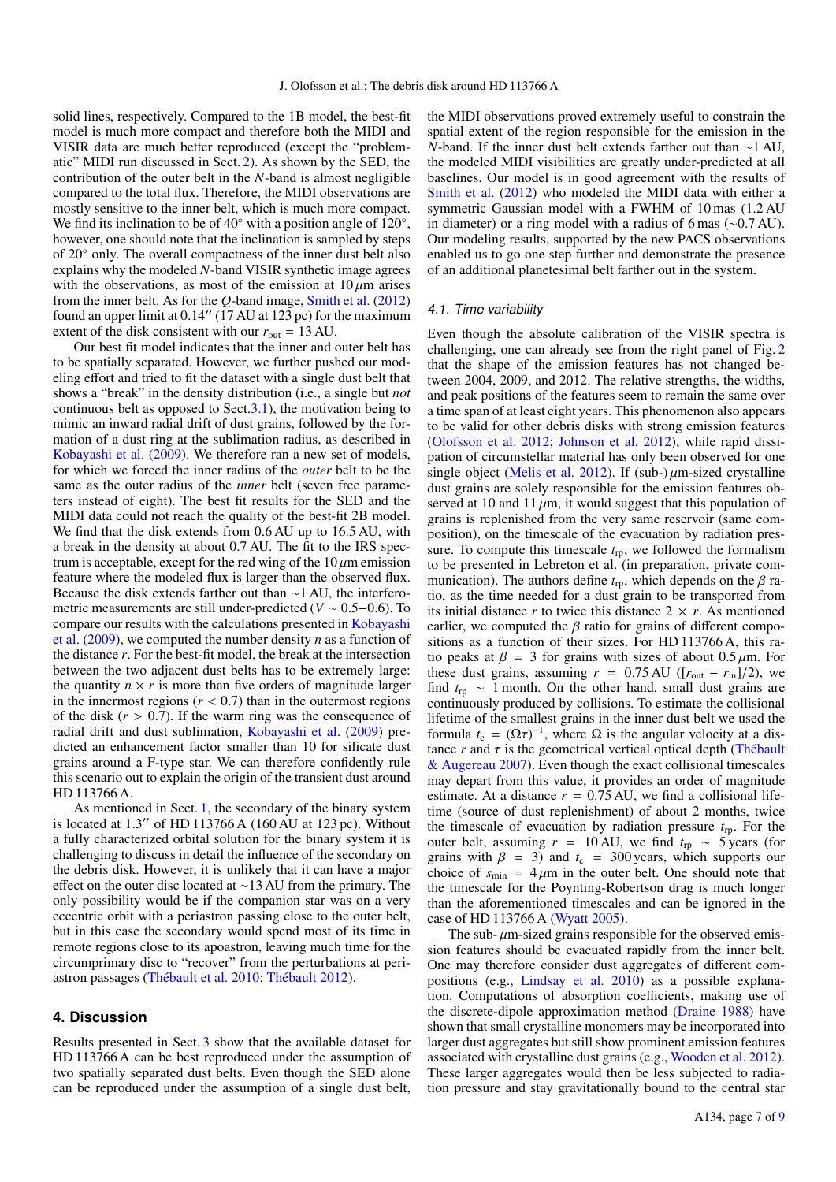solid lines, respectively. Compared to the 1B model, the best-fit model is much more compact and therefore both the MIDI and VISIR data are much better reproduced (except the "problematic" MIDI run discussed in Sect. 2). As shown by the SED, the contribution of the outer belt in the $N$-band is almost negligible compared to the total flux. Therefore, the MIDI observations are mostly sensitive to the inner belt, which is much more compact. We find its inclination to be of 40° with a position angle of 120°, however, one should note that the inclination is sampled by steps of 20° only. The overall compactness of the inner dust belt also explains why the modeled $N$-band VISIR synthetic image agrees with the observations, as most of the emission at 10 $\mu$m arises from the inner belt. As for the $Q$-band image, Smith et al. (2012) found an upper limit at 0.14″ (17 AU at 123 pc) for the maximum extent of the disk consistent with our $r_{\rm out}$ = 13 AU.

Our best fit model indicates that the inner and outer belt has to be spatially separated. However, we further pushed our modeling effort and tried to fit the dataset with a single dust belt that shows a "break" in the density distribution (i.e., a single but *not* continuous belt as opposed to Sect.3.1), the motivation being to mimic an inward radial drift of dust grains, followed by the formation of a dust ring at the sublimation radius, as described in Kobayashi et al. (2009). We therefore ran a new set of models, for which we forced the inner radius of the *outer* belt to be the same as the outer radius of the *inner* belt (seven free parameters instead of eight). The best fit results for the SED and the MIDI data could not reach the quality of the best-fit 2B model. We find that the disk extends from 0.6 AU up to 16.5 AU, with a break in the density at about 0.7 AU. The fit to the IRS spectrum is acceptable, except for the red wing of the 10 $\mu$m emission feature where the modeled flux is larger than the observed flux. Because the disk extends farther out than ∼1 AU, the interferometric measurements are still under-predicted ($V \sim 0.5{-}0.6$). To compare our results with the calculations presented in Kobayashi et al. (2009), we computed the number density $n$ as a function of the distance $r$. For the best-fit model, the break at the intersection between the two adjacent dust belts has to be extremely large: the quantity $n \times r$ is more than five orders of magnitude larger in the innermost regions ($r < 0.7$) than in the outermost regions of the disk ($r > 0.7$). If the warm ring was the consequence of radial drift and dust sublimation, Kobayashi et al. (2009) predicted an enhancement factor smaller than 10 for silicate dust grains around a F-type star. We can therefore confidently rule this scenario out to explain the origin of the transient dust around HD 113766 A.

As mentioned in Sect. 1, the secondary of the binary system is located at 1.3″ of HD 113766 A (160 AU at 123 pc). Without a fully characterized orbital solution for the binary system it is challenging to discuss in detail the influence of the secondary on the debris disk. However, it is unlikely that it can have a major effect on the outer disc located at ∼13 AU from the primary. The only possibility would be if the companion star was on a very eccentric orbit with a periastron passing close to the outer belt, but in this case the secondary would spend most of its time in remote regions close to its apoastron, leaving much time for the circumprimary disc to "recover" from the perturbations at periastron passages (Thébault et al. 2010; Thébault 2012).

## 4. Discussion

Results presented in Sect. 3 show that the available dataset for HD 113766 A can be best reproduced under the assumption of two spatially separated dust belts. Even though the SED alone can be reproduced under the assumption of a single dust belt, the MIDI observations proved extremely useful to constrain the spatial extent of the region responsible for the emission in the $N$-band. If the inner dust belt extends farther out than ∼1 AU, the modeled MIDI visibilities are greatly under-predicted at all baselines. Our model is in good agreement with the results of Smith et al. (2012) who modeled the MIDI data with either a symmetric Gaussian model with a FWHM of 10 mas (1.2 AU in diameter) or a ring model with a radius of 6 mas (∼0.7 AU). Our modeling results, supported by the new PACS observations enabled us to go one step further and demonstrate the presence of an additional planetesimal belt farther out in the system.

### 4.1. Time variability

Even though the absolute calibration of the VISIR spectra is challenging, one can already see from the right panel of Fig. 2 that the shape of the emission features has not changed between 2004, 2009, and 2012. The relative strengths, the widths, and peak positions of the features seem to remain the same over a time span of at least eight years. This phenomenon also appears to be valid for other debris disks with strong emission features (Olofsson et al. 2012; Johnson et al. 2012), while rapid dissipation of circumstellar material has only been observed for one single object (Melis et al. 2012). If (sub-) $\mu$m-sized crystalline dust grains are solely responsible for the emission features observed at 10 and 11 $\mu$m, it would suggest that this population of grains is replenished from the very same reservoir (same composition), on the timescale of the evacuation by radiation pressure. To compute this timescale $t_{\rm rp}$, we followed the formalism to be presented in Lebreton et al. (in preparation, private communication). The authors define $t_{\rm rp}$, which depends on the $\beta$ ratio, as the time needed for a dust grain to be transported from its initial distance $r$ to twice this distance $2 \times r$. As mentioned earlier, we computed the $\beta$ ratio for grains of different compositions as a function of their sizes. For HD 113766 A, this ratio peaks at $\beta$ = 3 for grains with sizes of about 0.5 $\mu$m. For these dust grains, assuming $r$ = 0.75 AU ($[r_{\rm out} - r_{\rm in}]/2$), we find $t_{\rm rp}$ ∼ 1 month. On the other hand, small dust grains are continuously produced by collisions. To estimate the collisional lifetime of the smallest grains in the inner dust belt we used the formula $t_{\rm c} = (\Omega\tau)^{-1}$, where $\Omega$ is the angular velocity at a distance $r$ and $\tau$ is the geometrical vertical optical depth (Thébault & Augereau 2007). Even though the exact collisional timescales may depart from this value, it provides an order of magnitude estimate. At a distance $r$ = 0.75 AU, we find a collisional lifetime (source of dust replenishment) of about 2 months, twice the timescale of evacuation by radiation pressure $t_{\rm rp}$. For the outer belt, assuming $r$ = 10 AU, we find $t_{\rm rp}$ ∼ 5 years (for grains with $\beta$ = 3) and $t_{\rm c}$ = 300 years, which supports our choice of $s_{\rm min}$ = 4 $\mu$m in the outer belt. One should note that the timescale for the Poynting-Robertson drag is much longer than the aforementioned timescales and can be ignored in the case of HD 113766 A (Wyatt 2005).

The sub- $\mu$m-sized grains responsible for the observed emission features should be evacuated rapidly from the inner belt. One may therefore consider dust aggregates of different compositions (e.g., Lindsay et al. 2010) as a possible explanation. Computations of absorption coefficients, making use of the discrete-dipole approximation method (Draine 1988) have shown that small crystalline monomers may be incorporated into larger dust aggregates but still show prominent emission features associated with crystalline dust grains (e.g., Wooden et al. 2012). These larger aggregates would then be less subjected to radiation pressure and stay gravitationally bound to the central star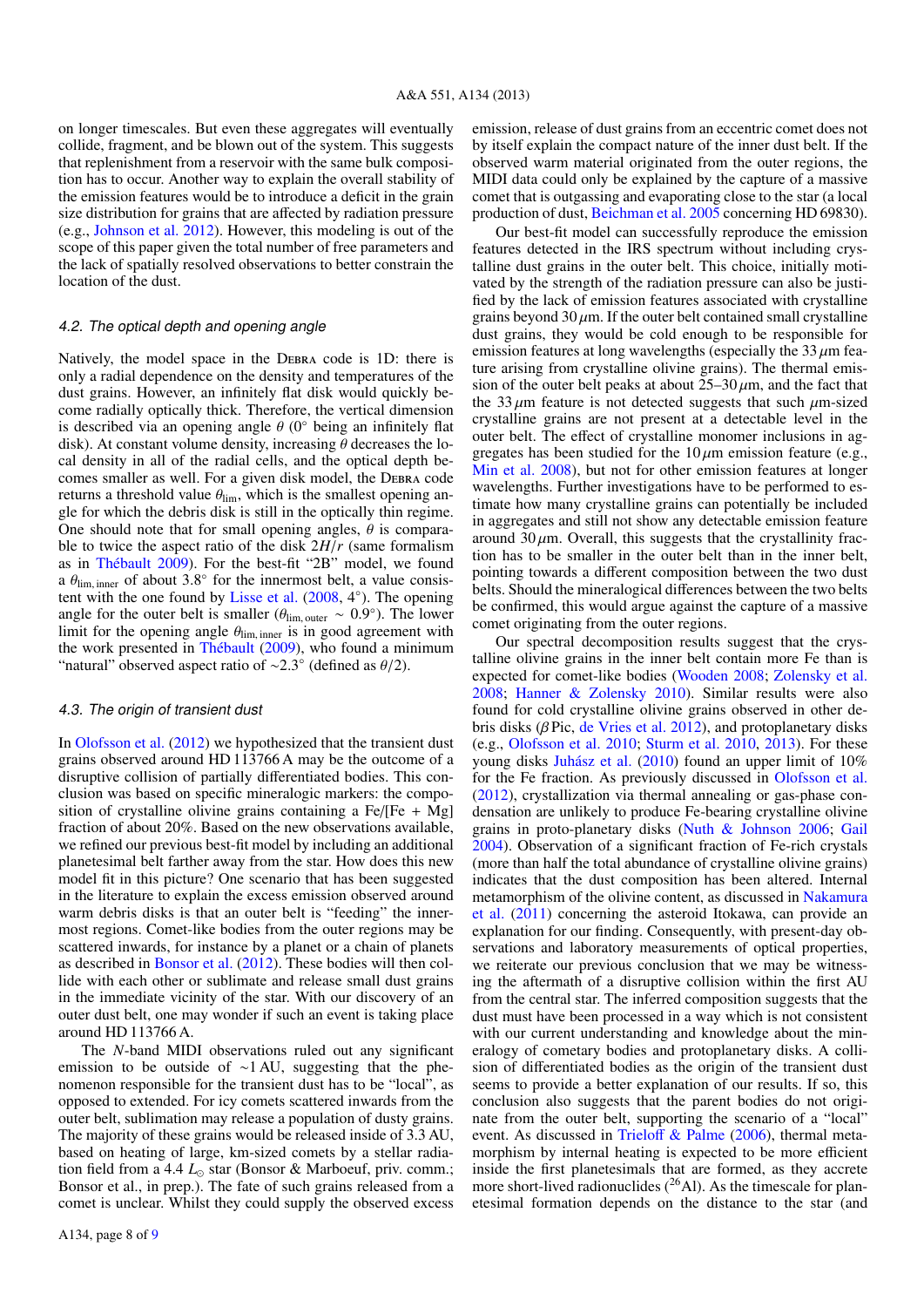on longer timescales. But even these aggregates will eventually collide, fragment, and be blown out of the system. This suggests that replenishment from a reservoir with the same bulk composition has to occur. Another way to explain the overall stability of the emission features would be to introduce a deficit in the grain size distribution for grains that are affected by radiation pressure (e.g., Johnson et al. 2012). However, this modeling is out of the scope of this paper given the total number of free parameters and the lack of spatially resolved observations to better constrain the location of the dust.

### 4.2. The optical depth and opening angle

Natively, the model space in the Debra code is 1D: there is only a radial dependence on the density and temperatures of the dust grains. However, an infinitely flat disk would quickly become radially optically thick. Therefore, the vertical dimension is described via an opening angle $\theta$ (0° being an infinitely flat disk). At constant volume density, increasing $\theta$ decreases the local density in all of the radial cells, and the optical depth becomes smaller as well. For a given disk model, the Debra code returns a threshold value $\theta_{\rm lim}$, which is the smallest opening angle for which the debris disk is still in the optically thin regime. One should note that for small opening angles, $\theta$ is comparable to twice the aspect ratio of the disk $2H/r$ (same formalism as in Thébault 2009). For the best-fit "2B" model, we found a $\theta_{\rm lim,\,inner}$ of about 3.8° for the innermost belt, a value consistent with the one found by Lisse et al. (2008, 4°). The opening angle for the outer belt is smaller ($\theta_{\rm lim,\,outer} \sim 0.9°$). The lower limit for the opening angle $\theta_{\rm lim,\,inner}$ is in good agreement with the work presented in Thébault (2009), who found a minimum "natural" observed aspect ratio of ~2.3° (defined as $\theta/2$).

### 4.3. The origin of transient dust

In Olofsson et al. (2012) we hypothesized that the transient dust grains observed around HD 113766 A may be the outcome of a disruptive collision of partially differentiated bodies. This conclusion was based on specific mineralogic markers: the composition of crystalline olivine grains containing a Fe/[Fe + Mg] fraction of about 20%. Based on the new observations available, we refined our previous best-fit model by including an additional planetesimal belt farther away from the star. How does this new model fit in this picture? One scenario that has been suggested in the literature to explain the excess emission observed around warm debris disks is that an outer belt is "feeding" the innermost regions. Comet-like bodies from the outer regions may be scattered inwards, for instance by a planet or a chain of planets as described in Bonsor et al. (2012). These bodies will then collide with each other or sublimate and release small dust grains in the immediate vicinity of the star. With our discovery of an outer dust belt, one may wonder if such an event is taking place around HD 113766 A.

The $N$-band MIDI observations ruled out any significant emission to be outside of ~1 AU, suggesting that the phenomenon responsible for the transient dust has to be "local", as opposed to extended. For icy comets scattered inwards from the outer belt, sublimation may release a population of dusty grains. The majority of these grains would be released inside of 3.3 AU, based on heating of large, km-sized comets by a stellar radiation field from a 4.4 $L_{\odot}$ star (Bonsor & Marboeuf, priv. comm.; Bonsor et al., in prep.). The fate of such grains released from a comet is unclear. Whilst they could supply the observed excess emission, release of dust grains from an eccentric comet does not by itself explain the compact nature of the inner dust belt. If the observed warm material originated from the outer regions, the MIDI data could only be explained by the capture of a massive comet that is outgassing and evaporating close to the star (a local production of dust, Beichman et al. 2005 concerning HD 69830).

Our best-fit model can successfully reproduce the emission features detected in the IRS spectrum without including crystalline dust grains in the outer belt. This choice, initially motivated by the strength of the radiation pressure can also be justified by the lack of emission features associated with crystalline grains beyond 30 $\mu$m. If the outer belt contained small crystalline dust grains, they would be cold enough to be responsible for emission features at long wavelengths (especially the 33 $\mu$m feature arising from crystalline olivine grains). The thermal emission of the outer belt peaks at about 25–30 $\mu$m, and the fact that the 33 $\mu$m feature is not detected suggests that such $\mu$m-sized crystalline grains are not present at a detectable level in the outer belt. The effect of crystalline monomer inclusions in aggregates has been studied for the 10 $\mu$m emission feature (e.g., Min et al. 2008), but not for other emission features at longer wavelengths. Further investigations have to be performed to estimate how many crystalline grains can potentially be included in aggregates and still not show any detectable emission feature around 30 $\mu$m. Overall, this suggests that the crystallinity fraction has to be smaller in the outer belt than in the inner belt, pointing towards a different composition between the two dust belts. Should the mineralogical differences between the two belts be confirmed, this would argue against the capture of a massive comet originating from the outer regions.

Our spectral decomposition results suggest that the crystalline olivine grains in the inner belt contain more Fe than is expected for comet-like bodies (Wooden 2008; Zolensky et al. 2008; Hanner & Zolensky 2010). Similar results were also found for cold crystalline olivine grains observed in other debris disks ($\beta$ Pic, de Vries et al. 2012), and protoplanetary disks (e.g., Olofsson et al. 2010; Sturm et al. 2010, 2013). For these young disks Juhász et al. (2010) found an upper limit of 10% for the Fe fraction. As previously discussed in Olofsson et al. (2012), crystallization via thermal annealing or gas-phase condensation are unlikely to produce Fe-bearing crystalline olivine grains in proto-planetary disks (Nuth & Johnson 2006; Gail 2004). Observation of a significant fraction of Fe-rich crystals (more than half the total abundance of crystalline olivine grains) indicates that the dust composition has been altered. Internal metamorphism of the olivine content, as discussed in Nakamura et al. (2011) concerning the asteroid Itokawa, can provide an explanation for our finding. Consequently, with present-day observations and laboratory measurements of optical properties, we reiterate our previous conclusion that we may be witnessing the aftermath of a disruptive collision within the first AU from the central star. The inferred composition suggests that the dust must have been processed in a way which is not consistent with our current understanding and knowledge about the mineralogy of cometary bodies and protoplanetary disks. A collision of differentiated bodies as the origin of the transient dust seems to provide a better explanation of our results. If so, this conclusion also suggests that the parent bodies do not originate from the outer belt, supporting the scenario of a "local" event. As discussed in Trieloff & Palme (2006), thermal metamorphism by internal heating is expected to be more efficient inside the first planetesimals that are formed, as they accrete more short-lived radionuclides ($^{26}$Al). As the timescale for planetesimal formation depends on the distance to the star (and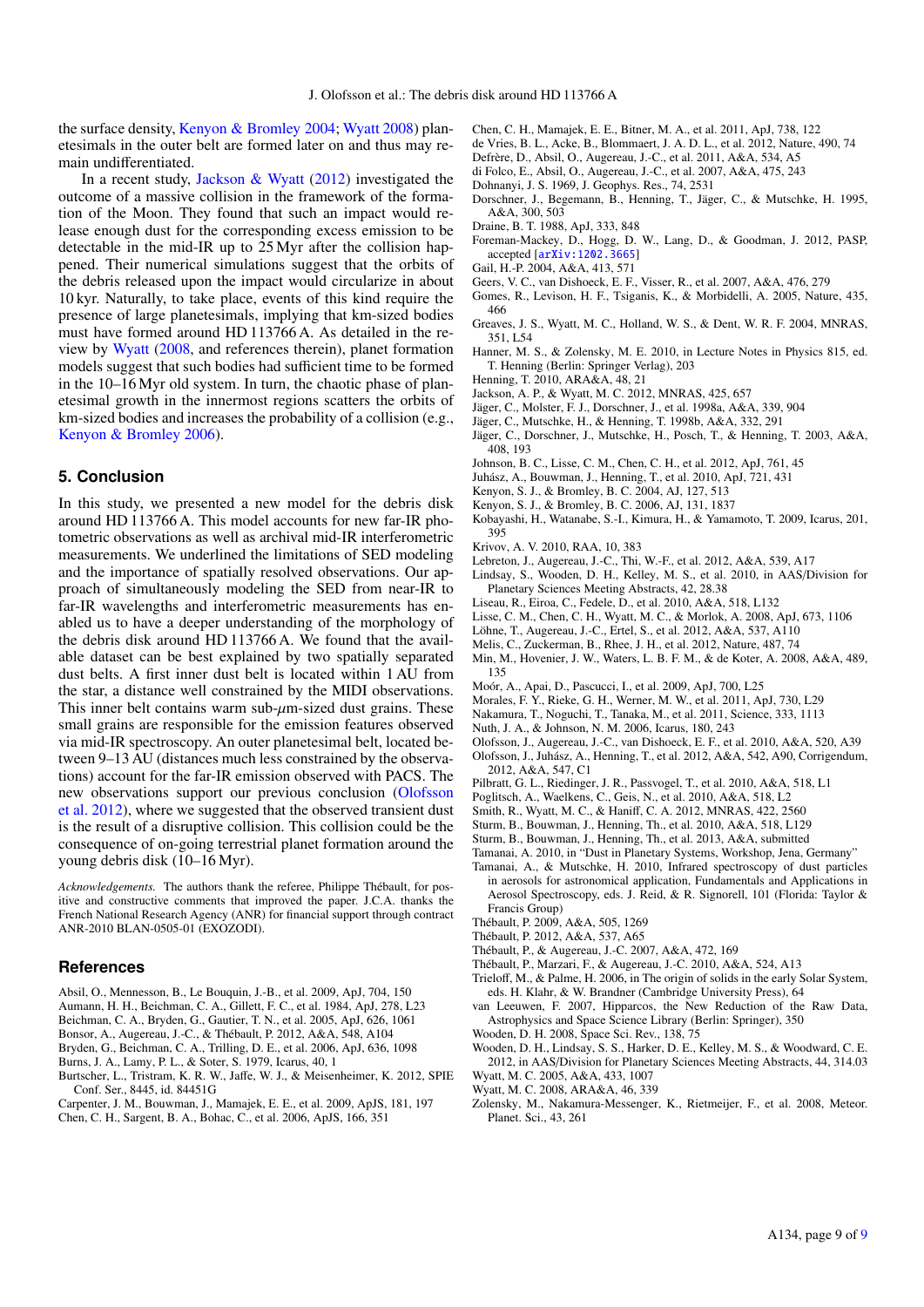the surface density, Kenyon & Bromley 2004; Wyatt 2008) planetesimals in the outer belt are formed later on and thus may remain undifferentiated.

In a recent study, Jackson & Wyatt (2012) investigated the outcome of a massive collision in the framework of the formation of the Moon. They found that such an impact would release enough dust for the corresponding excess emission to be detectable in the mid-IR up to 25 Myr after the collision happened. Their numerical simulations suggest that the orbits of the debris released upon the impact would circularize in about 10 kyr. Naturally, to take place, events of this kind require the presence of large planetesimals, implying that km-sized bodies must have formed around HD 113766 A. As detailed in the review by Wyatt (2008, and references therein), planet formation models suggest that such bodies had sufficient time to be formed in the 10–16 Myr old system. In turn, the chaotic phase of planetesimal growth in the innermost regions scatters the orbits of km-sized bodies and increases the probability of a collision (e.g., Kenyon & Bromley 2006).

## 5. Conclusion

In this study, we presented a new model for the debris disk around HD 113766 A. This model accounts for new far-IR photometric observations as well as archival mid-IR interferometric measurements. We underlined the limitations of SED modeling and the importance of spatially resolved observations. Our approach of simultaneously modeling the SED from near-IR to far-IR wavelengths and interferometric measurements has enabled us to have a deeper understanding of the morphology of the debris disk around HD 113766 A. We found that the available dataset can be best explained by two spatially separated dust belts. A first inner dust belt is located within 1 AU from the star, a distance well constrained by the MIDI observations. This inner belt contains warm sub-$\mu$m-sized dust grains. These small grains are responsible for the emission features observed via mid-IR spectroscopy. An outer planetesimal belt, located between 9–13 AU (distances much less constrained by the observations) account for the far-IR emission observed with PACS. The new observations support our previous conclusion (Olofsson et al. 2012), where we suggested that the observed transient dust is the result of a disruptive collision. This collision could be the consequence of on-going terrestrial planet formation around the young debris disk (10–16 Myr).

*Acknowledgements.* The authors thank the referee, Philippe Thébault, for positive and constructive comments that improved the paper. J.C.A. thanks the French National Research Agency (ANR) for financial support through contract ANR-2010 BLAN-0505-01 (EXOZODI).

## References

Absil, O., Mennesson, B., Le Bouquin, J.-B., et al. 2009, ApJ, 704, 150
Aumann, H. H., Beichman, C. A., Gillett, F. C., et al. 1984, ApJ, 278, L23
Beichman, C. A., Bryden, G., Gautier, T. N., et al. 2005, ApJ, 626, 1061
Bonsor, A., Augereau, J.-C., & Thébault, P. 2012, A&A, 548, A104
Bryden, G., Beichman, C. A., Trilling, D. E., et al. 2006, ApJ, 636, 1098
Burns, J. A., Lamy, P. L., & Soter, S. 1979, Icarus, 40, 1
Burtscher, L., Tristram, K. R. W., Jaffe, W. J., & Meisenheimer, K. 2012, SPIE Conf. Ser., 8445, id. 84451G
Carpenter, J. M., Bouwman, J., Mamajek, E. E., et al. 2009, ApJS, 181, 197
Chen, C. H., Sargent, B. A., Bohac, C., et al. 2006, ApJS, 166, 351
Chen, C. H., Mamajek, E. E., Bitner, M. A., et al. 2011, ApJ, 738, 122
de Vries, B. L., Acke, B., Blommaert, J. A. D. L., et al. 2012, Nature, 490, 74
Defrère, D., Absil, O., Augereau, J.-C., et al. 2011, A&A, 534, A5
di Folco, E., Absil, O., Augereau, J.-C., et al. 2007, A&A, 475, 243
Dohnanyi, J. S. 1969, J. Geophys. Res., 74, 2531
Dorschner, J., Begemann, B., Henning, T., Jäger, C., & Mutschke, H. 1995, A&A, 300, 503
Draine, B. T. 1988, ApJ, 333, 848
Foreman-Mackey, D., Hogg, D. W., Lang, D., & Goodman, J. 2012, PASP, accepted [arXiv:1202.3665]
Gail, H.-P. 2004, A&A, 413, 571
Geers, V. C., van Dishoeck, E. F., Visser, R., et al. 2007, A&A, 476, 279
Gomes, R., Levison, H. F., Tsiganis, K., & Morbidelli, A. 2005, Nature, 435, 466
Greaves, J. S., Wyatt, M. C., Holland, W. S., & Dent, W. R. F. 2004, MNRAS, 351, L54
Hanner, M. S., & Zolensky, M. E. 2010, in Lecture Notes in Physics 815, ed. T. Henning (Berlin: Springer Verlag), 203
Henning, T. 2010, ARA&A, 48, 21
Jackson, A. P., & Wyatt, M. C. 2012, MNRAS, 425, 657
Jäger, C., Molster, F. J., Dorschner, J., et al. 1998a, A&A, 339, 904
Jäger, C., Mutschke, H., & Henning, T. 1998b, A&A, 332, 291
Jäger, C., Dorschner, J., Mutschke, H., Posch, T., & Henning, T. 2003, A&A, 408, 193
Johnson, B. C., Lisse, C. M., Chen, C. H., et al. 2012, ApJ, 761, 45
Juhász, A., Bouwman, J., Henning, T., et al. 2010, ApJ, 721, 431
Kenyon, S. J., & Bromley, B. C. 2004, AJ, 127, 513
Kenyon, S. J., & Bromley, B. C. 2006, AJ, 131, 1837
Kobayashi, H., Watanabe, S.-I., Kimura, H., & Yamamoto, T. 2009, Icarus, 201, 395
Krivov, A. V. 2010, RAA, 10, 383
Lebreton, J., Augereau, J.-C., Thi, W.-F., et al. 2012, A&A, 539, A17
Lindsay, S., Wooden, D. H., Kelley, M. S., et al. 2010, in AAS/Division for Planetary Sciences Meeting Abstracts, 42, 28.38
Liseau, R., Eiroa, C., Fedele, D., et al. 2010, A&A, 518, L132
Lisse, C. M., Chen, C. H., Wyatt, M. C., & Morlok, A. 2008, ApJ, 673, 1106
Löhne, T., Augereau, J.-C., Ertel, S., et al. 2012, A&A, 537, A110
Melis, C., Zuckerman, B., Rhee, J. H., et al. 2012, Nature, 487, 74
Min, M., Hovenier, J. W., Waters, L. B. F. M., & de Koter, A. 2008, A&A, 489, 135
Moór, A., Apai, D., Pascucci, I., et al. 2009, ApJ, 700, L25
Morales, F. Y., Rieke, G. H., Werner, M. W., et al. 2011, ApJ, 730, L29
Nakamura, T., Noguchi, T., Tanaka, M., et al. 2011, Science, 333, 1113
Nuth, J. A., & Johnson, N. M. 2006, Icarus, 180, 243
Olofsson, J., Augereau, J.-C., van Dishoeck, E. F., et al. 2010, A&A, 520, A39
Olofsson, J., Juhász, A., Henning, T., et al. 2012, A&A, 542, A90, Corrigendum, 2012, A&A, 547, C1
Pilbratt, G. L., Riedinger, J. R., Passvogel, T., et al. 2010, A&A, 518, L1
Poglitsch, A., Waelkens, C., Geis, N., et al. 2010, A&A, 518, L2
Smith, R., Wyatt, M. C., & Haniff, C. A. 2012, MNRAS, 422, 2560
Sturm, B., Bouwman, J., Henning, Th., et al. 2010, A&A, 518, L129
Sturm, B., Bouwman, J., Henning, Th., et al. 2013, A&A, submitted
Tamanai, A. 2010, in "Dust in Planetary Systems, Workshop, Jena, Germany"
Tamanai, A., & Mutschke, H. 2010, Infrared spectroscopy of dust particles in aerosols for astronomical application, Fundamentals and Applications in Aerosol Spectroscopy, eds. J. Reid, & R. Signorell, 101 (Florida: Taylor & Francis Group)
Thébault, P. 2009, A&A, 505, 1269
Thébault, P. 2012, A&A, 537, A65
Thébault, P., & Augereau, J.-C. 2007, A&A, 472, 169
Thébault, P., Marzari, F., & Augereau, J.-C. 2010, A&A, 524, A13
Trieloff, M., & Palme, H. 2006, in The origin of solids in the early Solar System, eds. H. Klahr, & W. Brandner (Cambridge University Press), 64
van Leeuwen, F. 2007, Hipparcos, the New Reduction of the Raw Data, Astrophysics and Space Science Library (Berlin: Springer), 350
Wooden, D. H. 2008, Space Sci. Rev., 138, 75
Wooden, D. H., Lindsay, S. S., Harker, D. E., Kelley, M. S., & Woodward, C. E. 2012, in AAS/Division for Planetary Sciences Meeting Abstracts, 44, 314.03
Wyatt, M. C. 2005, A&A, 433, 1007
Wyatt, M. C. 2008, ARA&A, 46, 339
Zolensky, M., Nakamura-Messenger, K., Rietmeijer, F., et al. 2008, Meteor. Planet. Sci., 43, 261